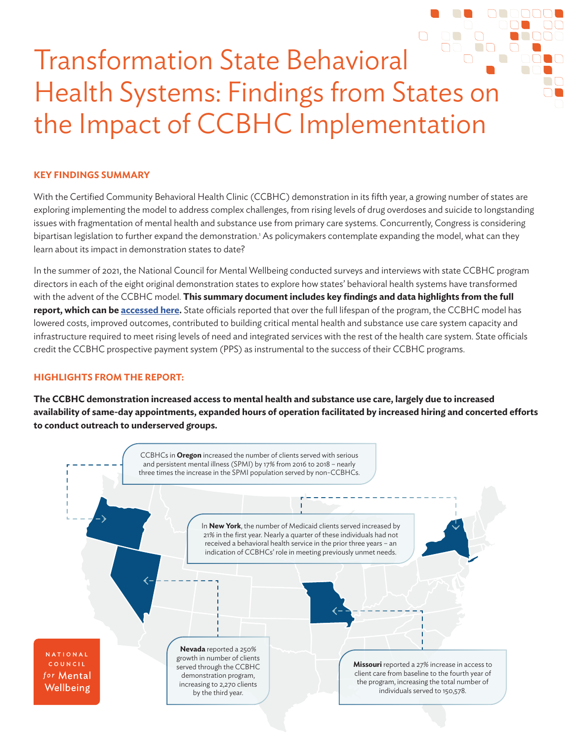# Transformation State Behavioral Health Systems: Findings from States on the Impact of CCBHC Implementation

## KEY FINDINGS SUMMARY

With the Certified Community Behavioral Health Clinic (CCBHC) demonstration in its fifth year, a growing number of states are exploring implementing the model to address complex challenges, from rising levels of drug overdoses and suicide to longstanding issues with fragmentation of mental health and substance use from primary care systems. Concurrently, Congress is considering bipartisan legislation to further expand the demonstration.[1] As policymakers contemplate expanding the model, what can they learn about its impact in demonstration states to date?

In the summer of 2021, the National Council for Mental Wellbeing conducted surveys and interviews with state CCBHC program directors in each of the eight original demonstration states to explore how states' behavioral health systems have transformed with the advent of the CCBHC model. **This summary document includes key findings and data highlights from the full report, which can be accessed here.** State officials reported that over the full lifespan of the program, the CCBHC model has lowered costs, improved outcomes, contributed to building critical mental health and substance use care system capacity and infrastructure required to meet rising levels of need and integrated services with the rest of the health care system. State officials credit the CCBHC prospective payment system (PPS) as instrumental to the success of their CCBHC programs.

## HIGHLIGHTS FROM THE REPORT:

**The CCBHC demonstration increased access to mental health and substance use care, largely due to increased availability of same-day appointments, expanded hours of operation facilitated by increased hiring and concerted efforts to conduct outreach to underserved groups.**

CCBHCs in **Oregon** increased the number of clients served with serious and persistent mental illness (SPMI) by 17% from 2016 to 2018 – nearly three times the increase in the SPMI population served by non-CCBHCs.

In **New York**, the number of Medicaid clients served increased by 21% in the first year. Nearly a quarter of these individuals had not received a behavioral health service in the prior three years – an indication of CCBHCs' role in meeting previously unmet needs.

**Nevada** reported a 250% growth in number of clients served through the CCBHC demonstration program, increasing to 2,270 clients by the third year.

**Missouri** reported a 27% increase in access to client care from baseline to the fourth year of the program, increasing the total number of individuals served to 150,578.

NATIONAL COUNCIL *for* Mental Wellbeing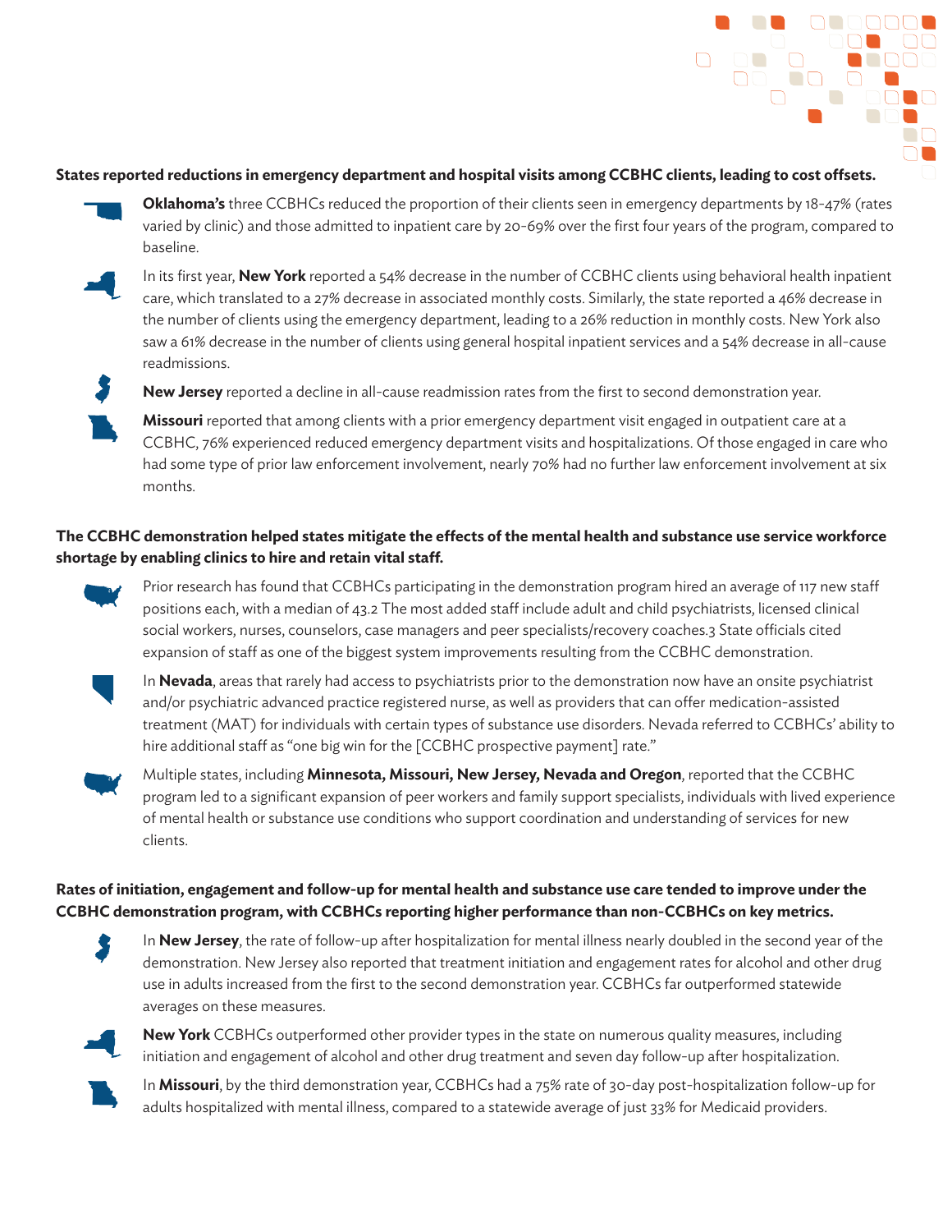**States reported reductions in emergency department and hospital visits among CCBHC clients, leading to cost offsets.**

**Oklahoma's** three CCBHCs reduced the proportion of their clients seen in emergency departments by 18-47% (rates varied by clinic) and those admitted to inpatient care by 20-69% over the first four years of the program, compared to baseline.

In its first year, **New York** reported a 54% decrease in the number of CCBHC clients using behavioral health inpatient care, which translated to a 27% decrease in associated monthly costs. Similarly, the state reported a 46% decrease in the number of clients using the emergency department, leading to a 26% reduction in monthly costs. New York also saw a 61% decrease in the number of clients using general hospital inpatient services and a 54% decrease in all-cause readmissions.

**New Jersey** reported a decline in all-cause readmission rates from the first to second demonstration year.

**Missouri** reported that among clients with a prior emergency department visit engaged in outpatient care at a CCBHC, 76% experienced reduced emergency department visits and hospitalizations. Of those engaged in care who had some type of prior law enforcement involvement, nearly 70% had no further law enforcement involvement at six months.

**The CCBHC demonstration helped states mitigate the effects of the mental health and substance use service workforce shortage by enabling clinics to hire and retain vital staff.**

Prior research has found that CCBHCs participating in the demonstration program hired an average of 117 new staff positions each, with a median of 43.[2] The most added staff include adult and child psychiatrists, licensed clinical social workers, nurses, counselors, case managers and peer specialists/recovery coaches.[3] State officials cited expansion of staff as one of the biggest system improvements resulting from the CCBHC demonstration.

In **Nevada**, areas that rarely had access to psychiatrists prior to the demonstration now have an onsite psychiatrist and/or psychiatric advanced practice registered nurse, as well as providers that can offer medication-assisted treatment (MAT) for individuals with certain types of substance use disorders. Nevada referred to CCBHCs' ability to hire additional staff as "one big win for the [CCBHC prospective payment] rate."

Multiple states, including **Minnesota, Missouri, New Jersey, Nevada and Oregon**, reported that the CCBHC program led to a significant expansion of peer workers and family support specialists, individuals with lived experience of mental health or substance use conditions who support coordination and understanding of services for new clients.

**Rates of initiation, engagement and follow-up for mental health and substance use care tended to improve under the CCBHC demonstration program, with CCBHCs reporting higher performance than non-CCBHCs on key metrics.**

In **New Jersey**, the rate of follow-up after hospitalization for mental illness nearly doubled in the second year of the demonstration. New Jersey also reported that treatment initiation and engagement rates for alcohol and other drug use in adults increased from the first to the second demonstration year. CCBHCs far outperformed statewide averages on these measures.

**New York** CCBHCs outperformed other provider types in the state on numerous quality measures, including initiation and engagement of alcohol and other drug treatment and seven day follow-up after hospitalization.

In **Missouri**, by the third demonstration year, CCBHCs had a 75% rate of 30-day post-hospitalization follow-up for adults hospitalized with mental illness, compared to a statewide average of just 33% for Medicaid providers.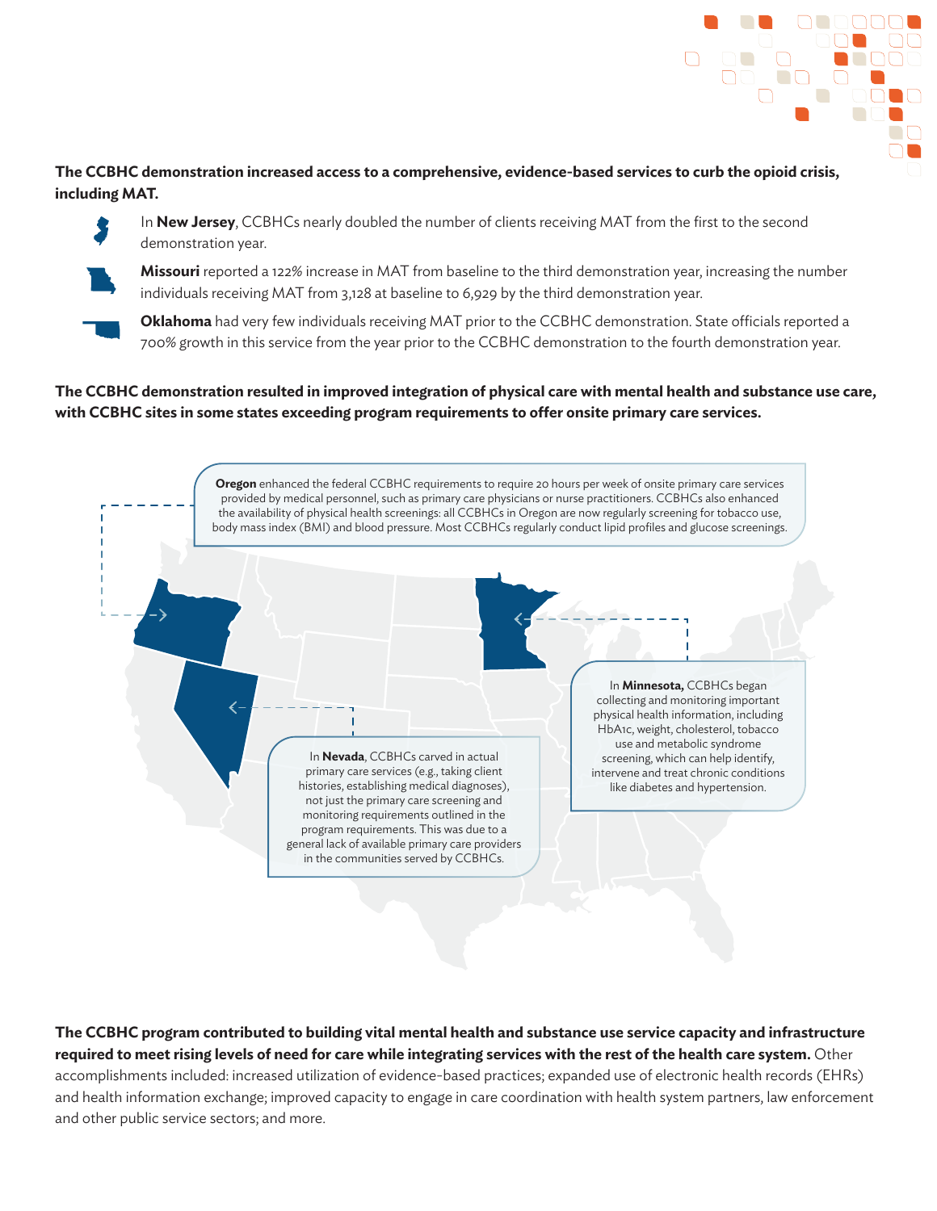**The CCBHC demonstration increased access to a comprehensive, evidence-based services to curb the opioid crisis, including MAT.**

In **New Jersey**, CCBHCs nearly doubled the number of clients receiving MAT from the first to the second demonstration year.

**Missouri** reported a 122% increase in MAT from baseline to the third demonstration year, increasing the number individuals receiving MAT from 3,128 at baseline to 6,929 by the third demonstration year.

**Oklahoma** had very few individuals receiving MAT prior to the CCBHC demonstration. State officials reported a 700% growth in this service from the year prior to the CCBHC demonstration to the fourth demonstration year.

**The CCBHC demonstration resulted in improved integration of physical care with mental health and substance use care, with CCBHC sites in some states exceeding program requirements to offer onsite primary care services.**

**Oregon** enhanced the federal CCBHC requirements to require 20 hours per week of onsite primary care services provided by medical personnel, such as primary care physicians or nurse practitioners. CCBHCs also enhanced the availability of physical health screenings: all CCBHCs in Oregon are now regularly screening for tobacco use, body mass index (BMI) and blood pressure. Most CCBHCs regularly conduct lipid profiles and glucose screenings.

In **Minnesota,** CCBHCs began collecting and monitoring important physical health information, including HbA1c, weight, cholesterol, tobacco use and metabolic syndrome screening, which can help identify, intervene and treat chronic conditions like diabetes and hypertension.

In **Nevada**, CCBHCs carved in actual primary care services (e.g., taking client histories, establishing medical diagnoses), not just the primary care screening and monitoring requirements outlined in the program requirements. This was due to a general lack of available primary care providers in the communities served by CCBHCs.

**The CCBHC program contributed to building vital mental health and substance use service capacity and infrastructure required to meet rising levels of need for care while integrating services with the rest of the health care system.** Other accomplishments included: increased utilization of evidence-based practices; expanded use of electronic health records (EHRs) and health information exchange; improved capacity to engage in care coordination with health system partners, law enforcement and other public service sectors; and more.